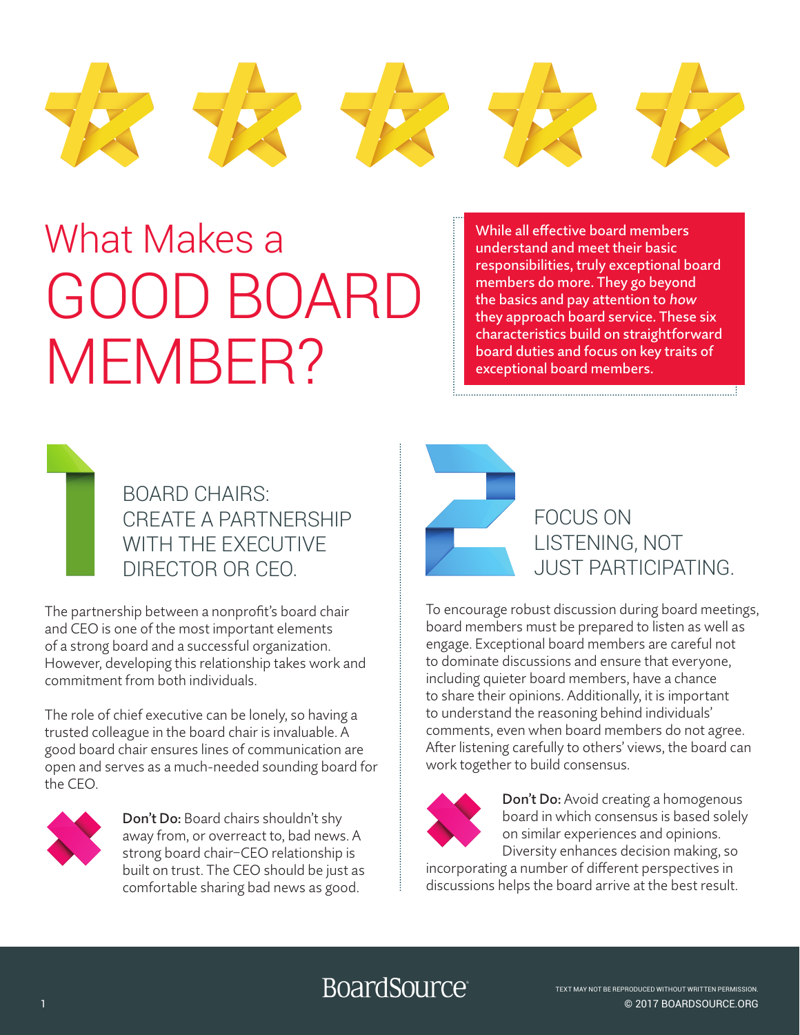# What Makes a GOOD BOARD MEMBER?

**While all effective board members understand and meet their basic responsibilities, truly exceptional board members do more. They go beyond the basics and pay attention to *how* they approach board service. These six characteristics build on straightforward board duties and focus on key traits of exceptional board members.**

## 1 BOARD CHAIRS: CREATE A PARTNERSHIP WITH THE EXECUTIVE DIRECTOR OR CEO.

The partnership between a nonprofit's board chair and CEO is one of the most important elements of a strong board and a successful organization. However, developing this relationship takes work and commitment from both individuals.

The role of chief executive can be lonely, so having a trusted colleague in the board chair is invaluable. A good board chair ensures lines of communication are open and serves as a much-needed sounding board for the CEO.

**Don't Do:** Board chairs shouldn't shy away from, or overreact to, bad news. A strong board chair–CEO relationship is built on trust. The CEO should be just as comfortable sharing bad news as good.

## 2 FOCUS ON LISTENING, NOT JUST PARTICIPATING.

To encourage robust discussion during board meetings, board members must be prepared to listen as well as engage. Exceptional board members are careful not to dominate discussions and ensure that everyone, including quieter board members, have a chance to share their opinions. Additionally, it is important to understand the reasoning behind individuals' comments, even when board members do not agree. After listening carefully to others' views, the board can work together to build consensus.

**Don't Do:** Avoid creating a homogenous board in which consensus is based solely on similar experiences and opinions. Diversity enhances decision making, so incorporating a number of different perspectives in discussions helps the board arrive at the best result.

BoardSource

TEXT MAY NOT BE REPRODUCED WITHOUT WRITTEN PERMISSION.
© 2017 BOARDSOURCE.ORG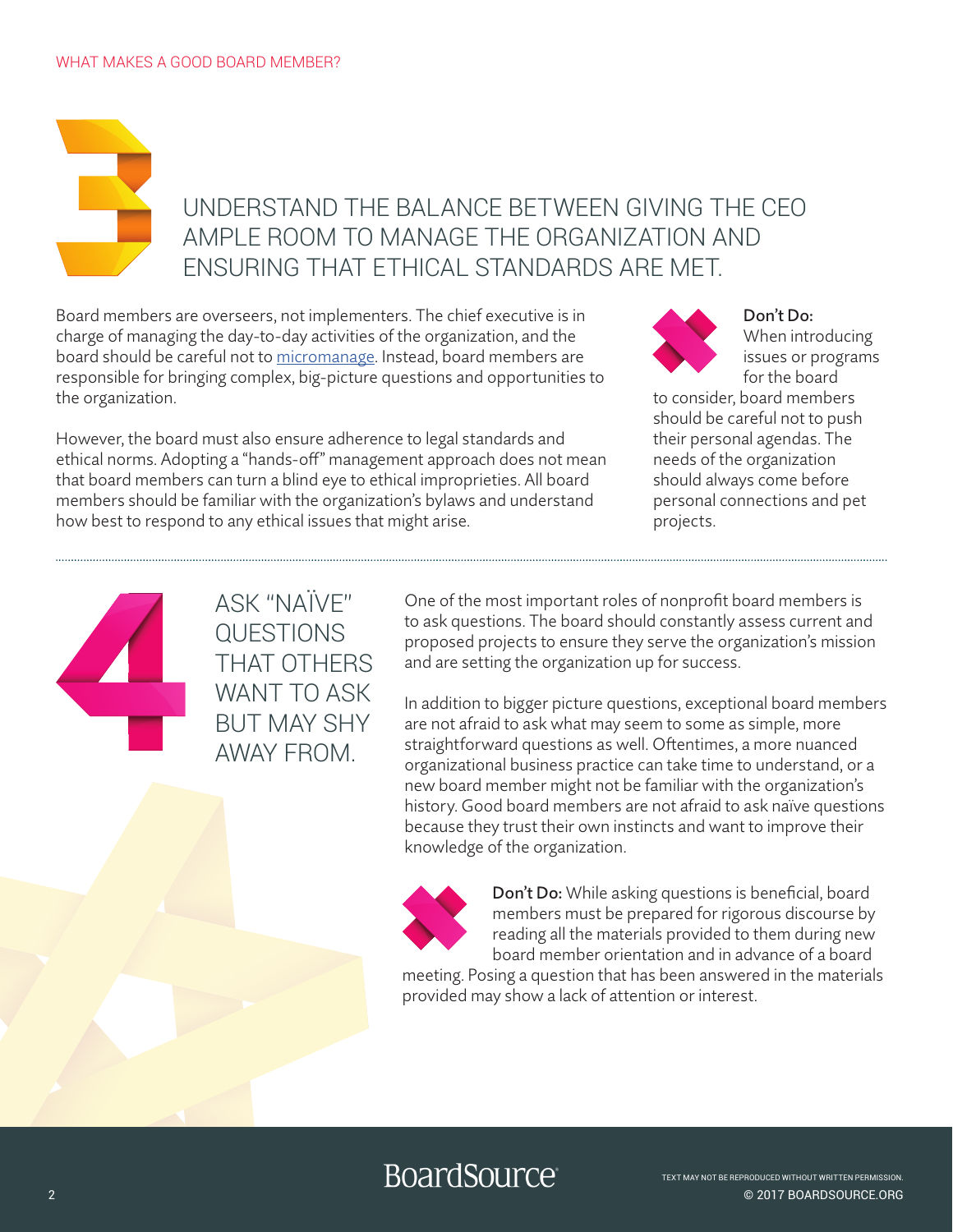## 3 UNDERSTAND THE BALANCE BETWEEN GIVING THE CEO AMPLE ROOM TO MANAGE THE ORGANIZATION AND ENSURING THAT ETHICAL STANDARDS ARE MET.

Board members are overseers, not implementers. The chief executive is in charge of managing the day-to-day activities of the organization, and the board should be careful not to micromanage. Instead, board members are responsible for bringing complex, big-picture questions and opportunities to the organization.

However, the board must also ensure adherence to legal standards and ethical norms. Adopting a "hands-off" management approach does not mean that board members can turn a blind eye to ethical improprieties. All board members should be familiar with the organization's bylaws and understand how best to respond to any ethical issues that might arise.

**Don't Do:** When introducing issues or programs for the board to consider, board members should be careful not to push their personal agendas. The needs of the organization should always come before personal connections and pet projects.

## 4 ASK "NAÏVE" QUESTIONS THAT OTHERS WANT TO ASK BUT MAY SHY AWAY FROM.

One of the most important roles of nonprofit board members is to ask questions. The board should constantly assess current and proposed projects to ensure they serve the organization's mission and are setting the organization up for success.

In addition to bigger picture questions, exceptional board members are not afraid to ask what may seem to some as simple, more straightforward questions as well. Oftentimes, a more nuanced organizational business practice can take time to understand, or a new board member might not be familiar with the organization's history. Good board members are not afraid to ask naïve questions because they trust their own instincts and want to improve their knowledge of the organization.

**Don't Do:** While asking questions is beneficial, board members must be prepared for rigorous discourse by reading all the materials provided to them during new board member orientation and in advance of a board meeting. Posing a question that has been answered in the materials provided may show a lack of attention or interest.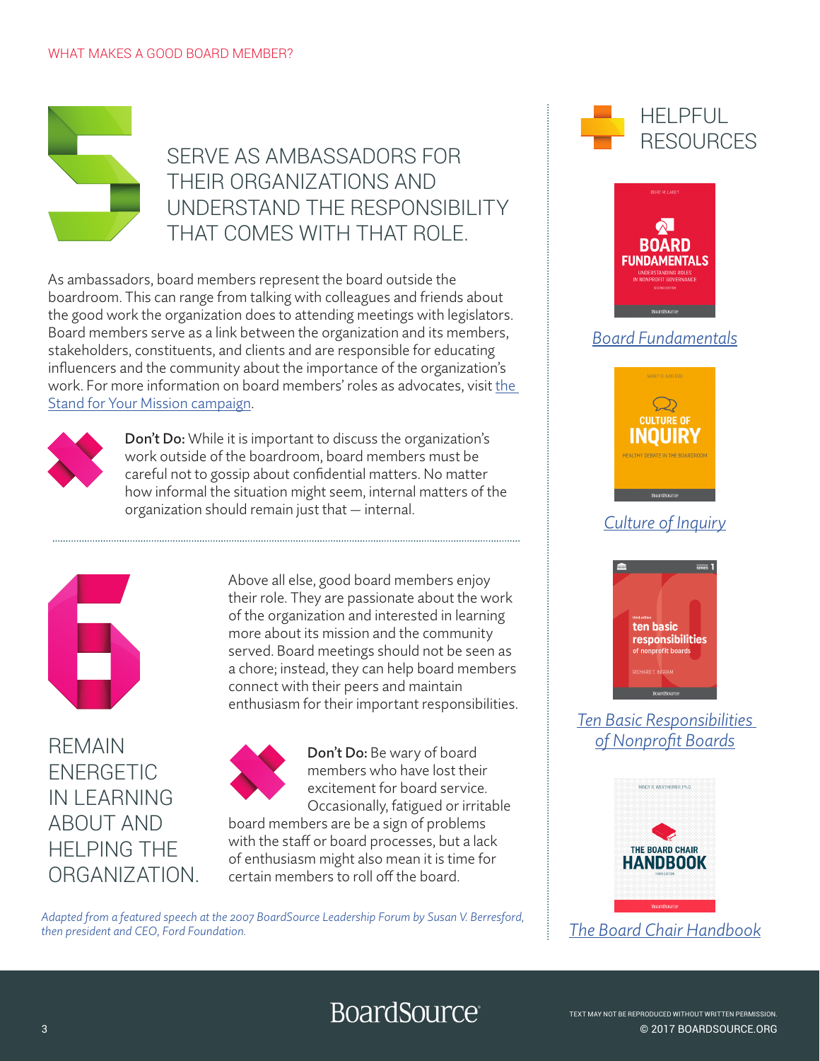## 5 SERVE AS AMBASSADORS FOR THEIR ORGANIZATIONS AND UNDERSTAND THE RESPONSIBILITY THAT COMES WITH THAT ROLE.

As ambassadors, board members represent the board outside the boardroom. This can range from talking with colleagues and friends about the good work the organization does to attending meetings with legislators. Board members serve as a link between the organization and its members, stakeholders, constituents, and clients and are responsible for educating influencers and the community about the importance of the organization's work. For more information on board members' roles as advocates, visit the Stand for Your Mission campaign.

**Don't Do:** While it is important to discuss the organization's work outside of the boardroom, board members must be careful not to gossip about confidential matters. No matter how informal the situation might seem, internal matters of the organization should remain just that — internal.

## 6 REMAIN ENERGETIC IN LEARNING ABOUT AND HELPING THE ORGANIZATION.

Above all else, good board members enjoy their role. They are passionate about the work of the organization and interested in learning more about its mission and the community served. Board meetings should not be seen as a chore; instead, they can help board members connect with their peers and maintain enthusiasm for their important responsibilities.

**Don't Do:** Be wary of board members who have lost their excitement for board service. Occasionally, fatigued or irritable board members are be a sign of problems with the staff or board processes, but a lack of enthusiasm might also mean it is time for certain members to roll off the board.

*Adapted from a featured speech at the 2007 BoardSource Leadership Forum by Susan V. Berresford, then president and CEO, Ford Foundation.*

## HELPFUL RESOURCES

- *Board Fundamentals*
- *Culture of Inquiry*
- *Ten Basic Responsibilities of Nonprofit Boards*
- *The Board Chair Handbook*

TEXT MAY NOT BE REPRODUCED WITHOUT WRITTEN PERMISSION.
© 2017 BOARDSOURCE.ORG